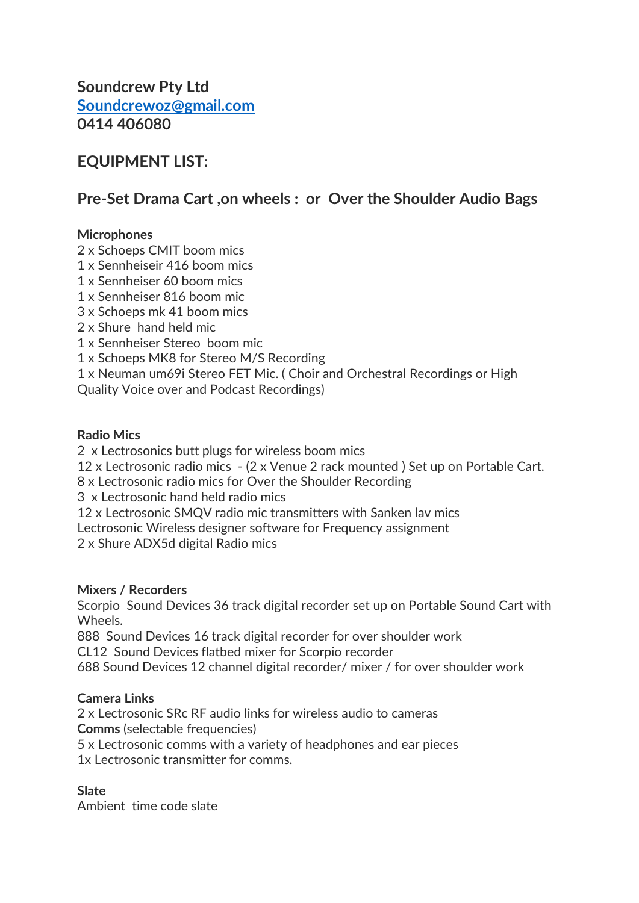**Soundcrew Pty Ltd**
**[Soundcrewoz@gmail.com](mailto:Soundcrewoz@gmail.com)**
**0414 406080**

## EQUIPMENT LIST:

## Pre-Set Drama Cart ,on wheels : or Over the Shoulder Audio Bags

**Microphones**
2 x Schoeps CMIT boom mics
1 x Sennheiseir 416 boom mics
1 x Sennheiser 60 boom mics
1 x Sennheiser 816 boom mic
3 x Schoeps mk 41 boom mics
2 x Shure hand held mic
1 x Sennheiser Stereo boom mic
1 x Schoeps MK8 for Stereo M/S Recording
1 x Neuman um69i Stereo FET Mic. ( Choir and Orchestral Recordings or High Quality Voice over and Podcast Recordings)

**Radio Mics**
2 x Lectrosonics butt plugs for wireless boom mics
12 x Lectrosonic radio mics - (2 x Venue 2 rack mounted ) Set up on Portable Cart.
8 x Lectrosonic radio mics for Over the Shoulder Recording
3 x Lectrosonic hand held radio mics
12 x Lectrosonic SMQV radio mic transmitters with Sanken lav mics
Lectrosonic Wireless designer software for Frequency assignment
2 x Shure ADX5d digital Radio mics

**Mixers / Recorders**
Scorpio Sound Devices 36 track digital recorder set up on Portable Sound Cart with Wheels.
888 Sound Devices 16 track digital recorder for over shoulder work
CL12 Sound Devices flatbed mixer for Scorpio recorder
688 Sound Devices 12 channel digital recorder/ mixer / for over shoulder work

**Camera Links**
2 x Lectrosonic SRc RF audio links for wireless audio to cameras
**Comms** (selectable frequencies)
5 x Lectrosonic comms with a variety of headphones and ear pieces
1x Lectrosonic transmitter for comms.

**Slate**
Ambient time code slate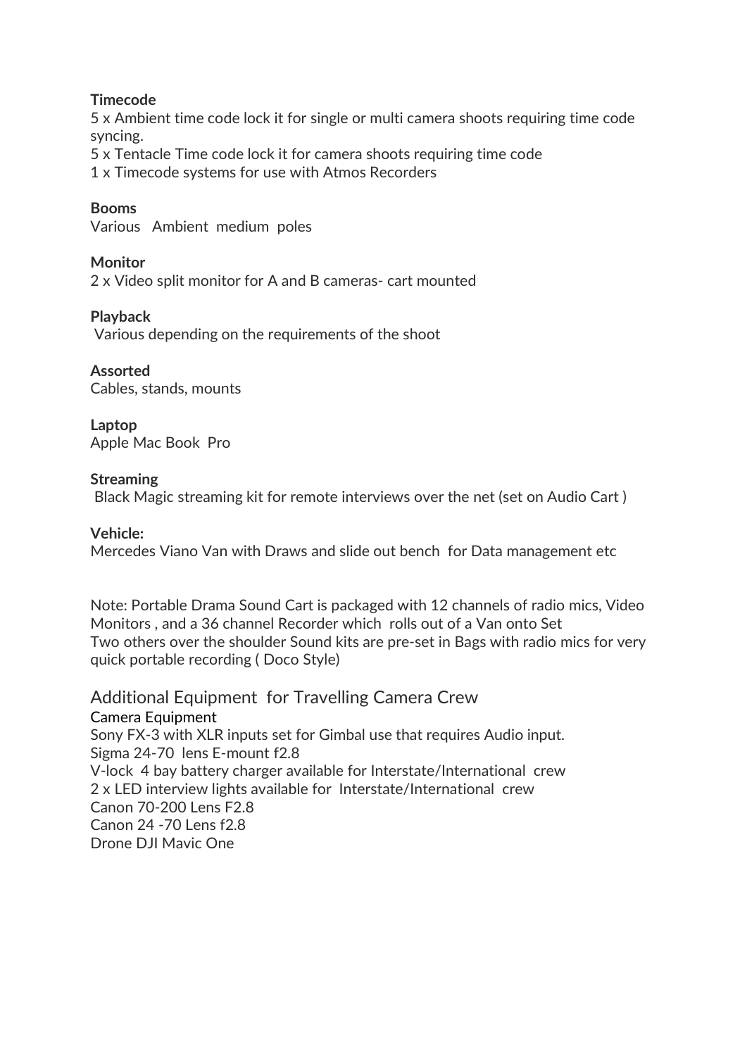**Timecode**
5 x Ambient time code lock it for single or multi camera shoots requiring time code syncing.
5 x Tentacle Time code lock it for camera shoots requiring time code
1 x Timecode systems for use with Atmos Recorders

**Booms**
Various Ambient medium poles

**Monitor**
2 x Video split monitor for A and B cameras- cart mounted

**Playback**
Various depending on the requirements of the shoot

**Assorted**
Cables, stands, mounts

**Laptop**
Apple Mac Book Pro

**Streaming**
Black Magic streaming kit for remote interviews over the net (set on Audio Cart )

**Vehicle:**
Mercedes Viano Van with Draws and slide out bench for Data management etc

Note: Portable Drama Sound Cart is packaged with 12 channels of radio mics, Video Monitors , and a 36 channel Recorder which rolls out of a Van onto Set
Two others over the shoulder Sound kits are pre-set in Bags with radio mics for very quick portable recording ( Doco Style)

## Additional Equipment for Travelling Camera Crew

### Camera Equipment

Sony FX-3 with XLR inputs set for Gimbal use that requires Audio input.
Sigma 24-70 lens E-mount f2.8
V-lock 4 bay battery charger available for Interstate/International crew
2 x LED interview lights available for Interstate/International crew
Canon 70-200 Lens F2.8
Canon 24 -70 Lens f2.8
Drone DJI Mavic One